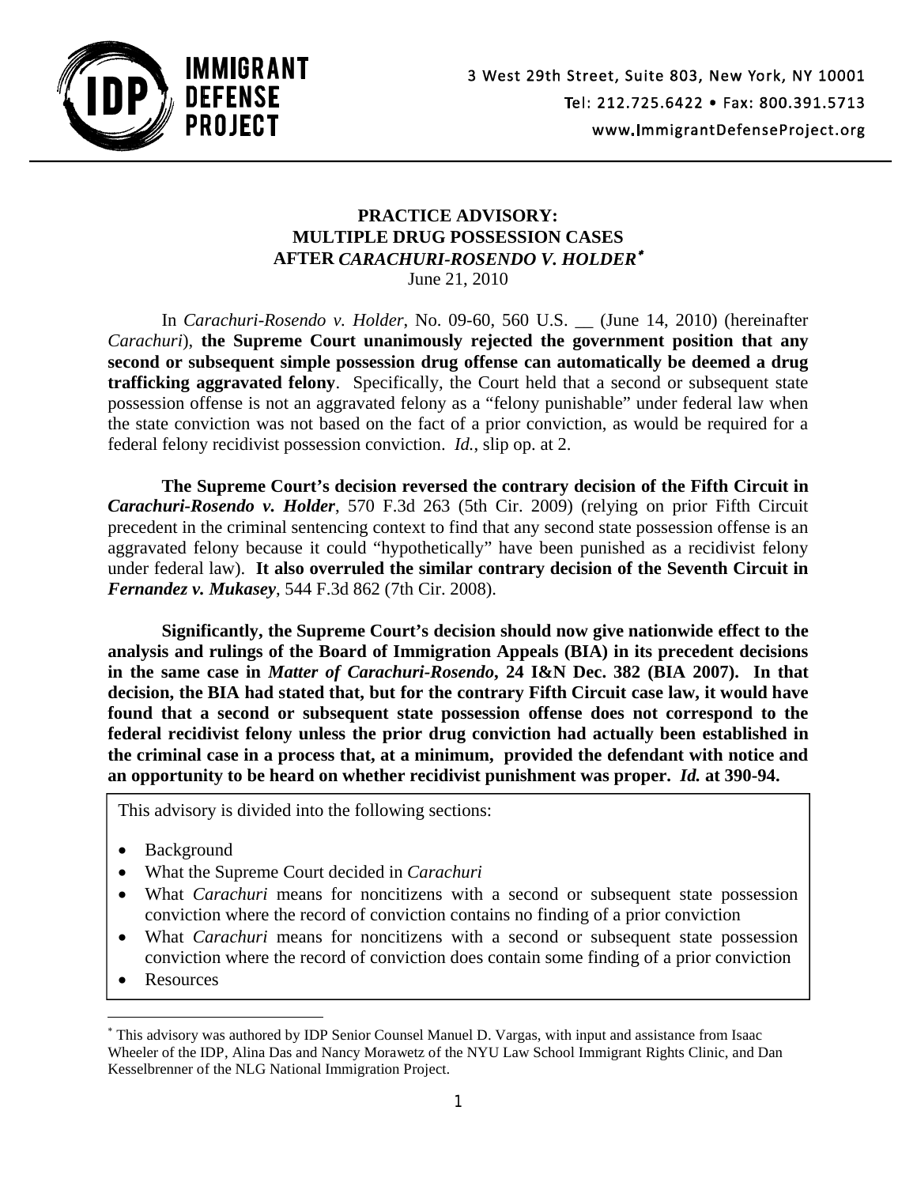IMMIGRANT DEFENSE PROJECT

3 West 29th Street, Suite 803, New York, NY 10001
Tel: 212.725.6422 • Fax: 800.391.5713
www.ImmigrantDefenseProject.org

# PRACTICE ADVISORY: MULTIPLE DRUG POSSESSION CASES AFTER *CARACHURI-ROSENDO V. HOLDER*[*]

June 21, 2010

In *Carachuri-Rosendo v. Holder*, No. 09-60, 560 U.S. __ (June 14, 2010) (hereinafter *Carachuri*), **the Supreme Court unanimously rejected the government position that any second or subsequent simple possession drug offense can automatically be deemed a drug trafficking aggravated felony**. Specifically, the Court held that a second or subsequent state possession offense is not an aggravated felony as a "felony punishable" under federal law when the state conviction was not based on the fact of a prior conviction, as would be required for a federal felony recidivist possession conviction. *Id.*, slip op. at 2.

**The Supreme Court's decision reversed the contrary decision of the Fifth Circuit in *Carachuri-Rosendo v. Holder***, 570 F.3d 263 (5th Cir. 2009) (relying on prior Fifth Circuit precedent in the criminal sentencing context to find that any second state possession offense is an aggravated felony because it could "hypothetically" have been punished as a recidivist felony under federal law). **It also overruled the similar contrary decision of the Seventh Circuit in *Fernandez v. Mukasey***, 544 F.3d 862 (7th Cir. 2008).

**Significantly, the Supreme Court's decision should now give nationwide effect to the analysis and rulings of the Board of Immigration Appeals (BIA) in its precedent decisions in the same case in *Matter of Carachuri-Rosendo*, 24 I&N Dec. 382 (BIA 2007). In that decision, the BIA had stated that, but for the contrary Fifth Circuit case law, it would have found that a second or subsequent state possession offense does not correspond to the federal recidivist felony unless the prior drug conviction had actually been established in the criminal case in a process that, at a minimum, provided the defendant with notice and an opportunity to be heard on whether recidivist punishment was proper. *Id.* at 390-94.**

This advisory is divided into the following sections:

- Background
- What the Supreme Court decided in *Carachuri*
- What *Carachuri* means for noncitizens with a second or subsequent state possession conviction where the record of conviction contains no finding of a prior conviction
- What *Carachuri* means for noncitizens with a second or subsequent state possession conviction where the record of conviction does contain some finding of a prior conviction
- Resources

---

[*] This advisory was authored by IDP Senior Counsel Manuel D. Vargas, with input and assistance from Isaac Wheeler of the IDP, Alina Das and Nancy Morawetz of the NYU Law School Immigrant Rights Clinic, and Dan Kesselbrenner of the NLG National Immigration Project.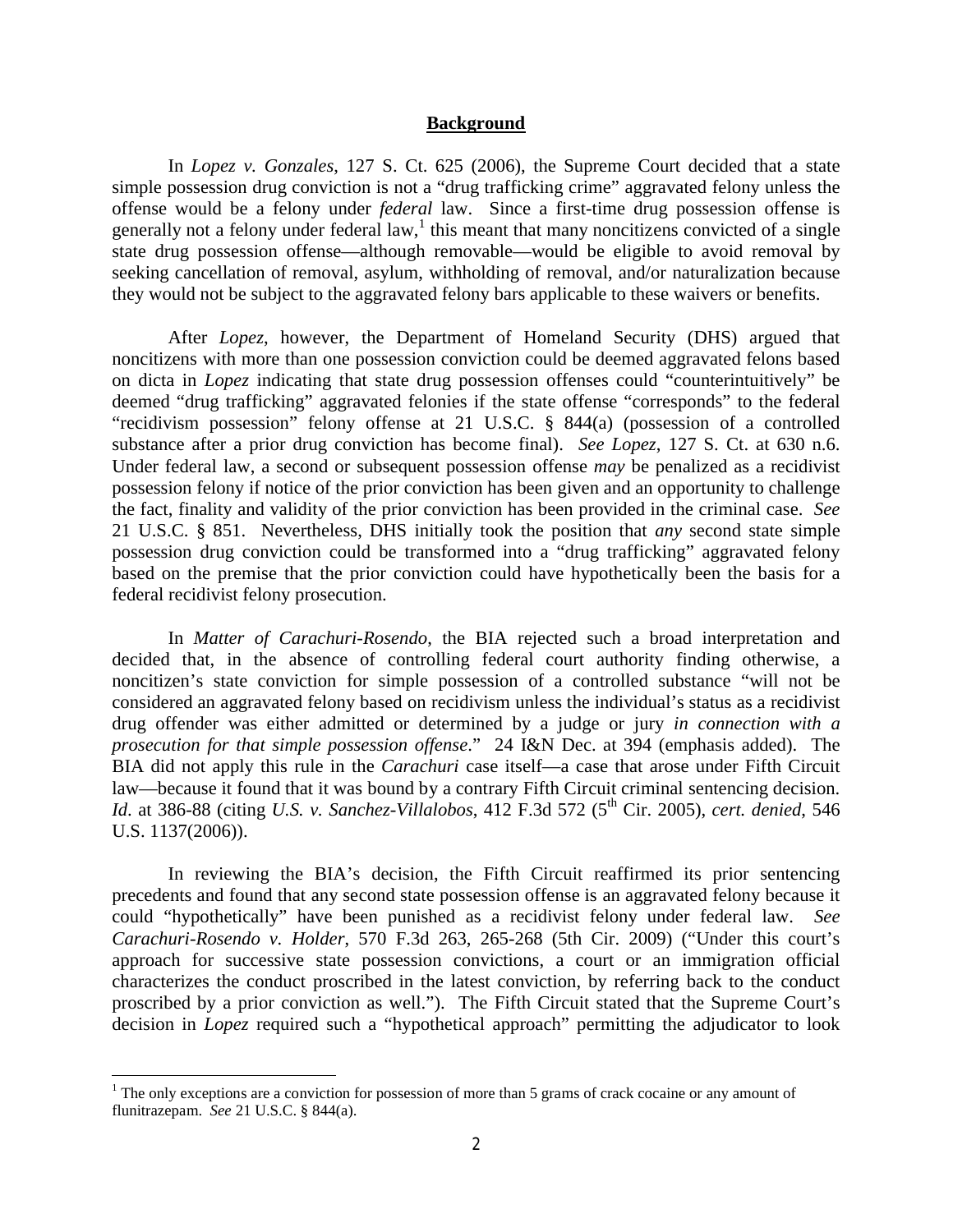## Background

In *Lopez v. Gonzales*, 127 S. Ct. 625 (2006), the Supreme Court decided that a state simple possession drug conviction is not a "drug trafficking crime" aggravated felony unless the offense would be a felony under *federal* law. Since a first-time drug possession offense is generally not a felony under federal law,[1] this meant that many noncitizens convicted of a single state drug possession offense—although removable—would be eligible to avoid removal by seeking cancellation of removal, asylum, withholding of removal, and/or naturalization because they would not be subject to the aggravated felony bars applicable to these waivers or benefits.

After *Lopez*, however, the Department of Homeland Security (DHS) argued that noncitizens with more than one possession conviction could be deemed aggravated felons based on dicta in *Lopez* indicating that state drug possession offenses could "counterintuitively" be deemed "drug trafficking" aggravated felonies if the state offense "corresponds" to the federal "recidivism possession" felony offense at 21 U.S.C. § 844(a) (possession of a controlled substance after a prior drug conviction has become final). *See Lopez*, 127 S. Ct. at 630 n.6. Under federal law, a second or subsequent possession offense *may* be penalized as a recidivist possession felony if notice of the prior conviction has been given and an opportunity to challenge the fact, finality and validity of the prior conviction has been provided in the criminal case. *See* 21 U.S.C. § 851. Nevertheless, DHS initially took the position that *any* second state simple possession drug conviction could be transformed into a "drug trafficking" aggravated felony based on the premise that the prior conviction could have hypothetically been the basis for a federal recidivist felony prosecution.

In *Matter of Carachuri-Rosendo*, the BIA rejected such a broad interpretation and decided that, in the absence of controlling federal court authority finding otherwise, a noncitizen's state conviction for simple possession of a controlled substance "will not be considered an aggravated felony based on recidivism unless the individual's status as a recidivist drug offender was either admitted or determined by a judge or jury *in connection with a prosecution for that simple possession offense*." 24 I&N Dec. at 394 (emphasis added). The BIA did not apply this rule in the *Carachuri* case itself—a case that arose under Fifth Circuit law—because it found that it was bound by a contrary Fifth Circuit criminal sentencing decision. *Id.* at 386-88 (citing *U.S. v. Sanchez-Villalobos*, 412 F.3d 572 (5th Cir. 2005), *cert. denied*, 546 U.S. 1137(2006)).

In reviewing the BIA's decision, the Fifth Circuit reaffirmed its prior sentencing precedents and found that any second state possession offense is an aggravated felony because it could "hypothetically" have been punished as a recidivist felony under federal law. *See Carachuri-Rosendo v. Holder*, 570 F.3d 263, 265-268 (5th Cir. 2009) ("Under this court's approach for successive state possession convictions, a court or an immigration official characterizes the conduct proscribed in the latest conviction, by referring back to the conduct proscribed by a prior conviction as well."). The Fifth Circuit stated that the Supreme Court's decision in *Lopez* required such a "hypothetical approach" permitting the adjudicator to look

---

[1] The only exceptions are a conviction for possession of more than 5 grams of crack cocaine or any amount of flunitrazepam. *See* 21 U.S.C. § 844(a).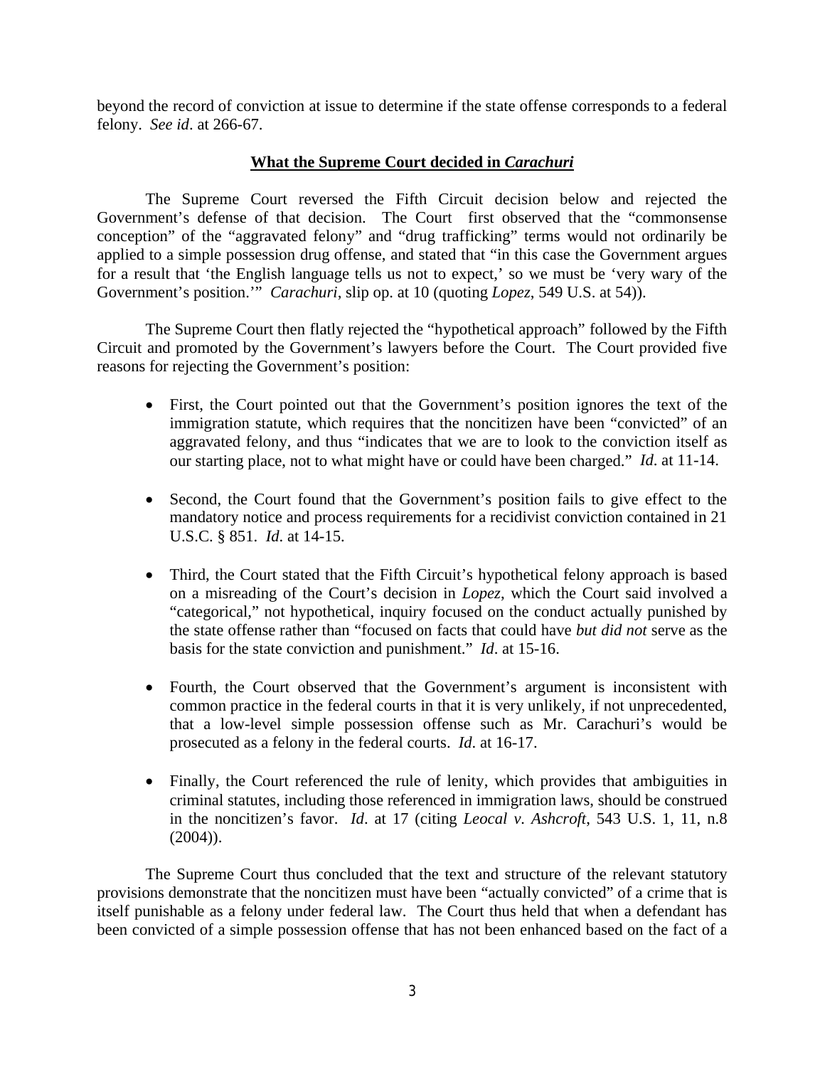beyond the record of conviction at issue to determine if the state offense corresponds to a federal felony. *See id*. at 266-67.

**<u>What the Supreme Court decided in *Carachuri*</u>**

The Supreme Court reversed the Fifth Circuit decision below and rejected the Government's defense of that decision. The Court first observed that the "commonsense conception" of the "aggravated felony" and "drug trafficking" terms would not ordinarily be applied to a simple possession drug offense, and stated that "in this case the Government argues for a result that 'the English language tells us not to expect,' so we must be 'very wary of the Government's position.'" *Carachuri*, slip op. at 10 (quoting *Lopez*, 549 U.S. at 54)).

The Supreme Court then flatly rejected the "hypothetical approach" followed by the Fifth Circuit and promoted by the Government's lawyers before the Court. The Court provided five reasons for rejecting the Government's position:

- First, the Court pointed out that the Government's position ignores the text of the immigration statute, which requires that the noncitizen have been "convicted" of an aggravated felony, and thus "indicates that we are to look to the conviction itself as our starting place, not to what might have or could have been charged." *Id*. at 11-14.

- Second, the Court found that the Government's position fails to give effect to the mandatory notice and process requirements for a recidivist conviction contained in 21 U.S.C. § 851. *Id*. at 14-15.

- Third, the Court stated that the Fifth Circuit's hypothetical felony approach is based on a misreading of the Court's decision in *Lopez*, which the Court said involved a "categorical," not hypothetical, inquiry focused on the conduct actually punished by the state offense rather than "focused on facts that could have *but did not* serve as the basis for the state conviction and punishment." *Id*. at 15-16.

- Fourth, the Court observed that the Government's argument is inconsistent with common practice in the federal courts in that it is very unlikely, if not unprecedented, that a low-level simple possession offense such as Mr. Carachuri's would be prosecuted as a felony in the federal courts. *Id*. at 16-17.

- Finally, the Court referenced the rule of lenity, which provides that ambiguities in criminal statutes, including those referenced in immigration laws, should be construed in the noncitizen's favor. *Id*. at 17 (citing *Leocal v. Ashcroft*, 543 U.S. 1, 11, n.8 (2004)).

The Supreme Court thus concluded that the text and structure of the relevant statutory provisions demonstrate that the noncitizen must have been "actually convicted" of a crime that is itself punishable as a felony under federal law. The Court thus held that when a defendant has been convicted of a simple possession offense that has not been enhanced based on the fact of a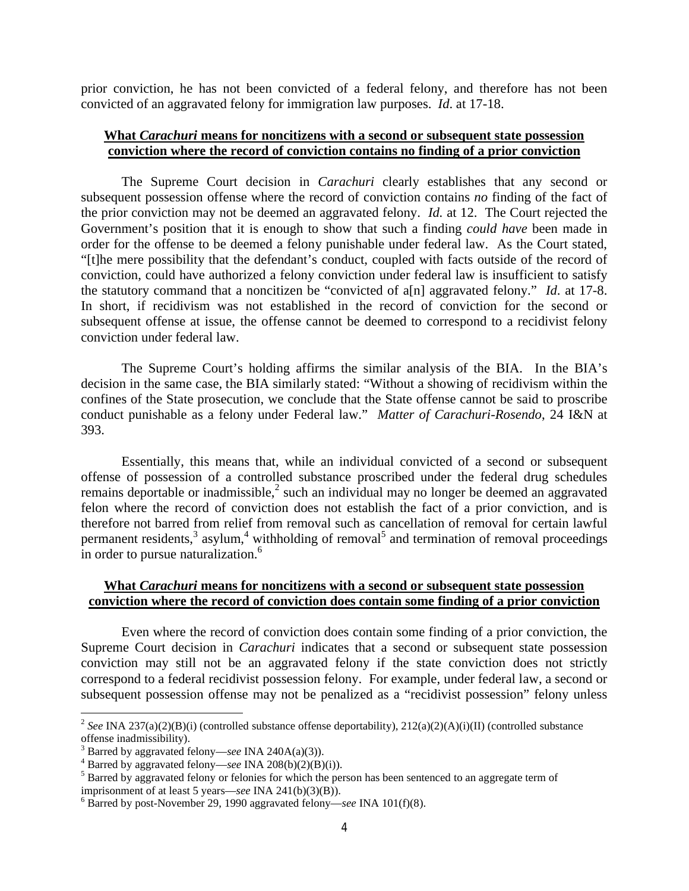prior conviction, he has not been convicted of a federal felony, and therefore has not been convicted of an aggravated felony for immigration law purposes. *Id.* at 17-18.

**What *Carachuri* means for noncitizens with a second or subsequent state possession conviction where the record of conviction contains no finding of a prior conviction**

The Supreme Court decision in *Carachuri* clearly establishes that any second or subsequent possession offense where the record of conviction contains *no* finding of the fact of the prior conviction may not be deemed an aggravated felony. *Id.* at 12. The Court rejected the Government's position that it is enough to show that such a finding *could have* been made in order for the offense to be deemed a felony punishable under federal law. As the Court stated, "[t]he mere possibility that the defendant's conduct, coupled with facts outside of the record of conviction, could have authorized a felony conviction under federal law is insufficient to satisfy the statutory command that a noncitizen be "convicted of a[n] aggravated felony." *Id.* at 17-8. In short, if recidivism was not established in the record of conviction for the second or subsequent offense at issue, the offense cannot be deemed to correspond to a recidivist felony conviction under federal law.

The Supreme Court's holding affirms the similar analysis of the BIA. In the BIA's decision in the same case, the BIA similarly stated: "Without a showing of recidivism within the confines of the State prosecution, we conclude that the State offense cannot be said to proscribe conduct punishable as a felony under Federal law." *Matter of Carachuri-Rosendo*, 24 I&N at 393.

Essentially, this means that, while an individual convicted of a second or subsequent offense of possession of a controlled substance proscribed under the federal drug schedules remains deportable or inadmissible,[2] such an individual may no longer be deemed an aggravated felon where the record of conviction does not establish the fact of a prior conviction, and is therefore not barred from relief from removal such as cancellation of removal for certain lawful permanent residents,[3] asylum,[4] withholding of removal[5] and termination of removal proceedings in order to pursue naturalization.[6]

**What *Carachuri* means for noncitizens with a second or subsequent state possession conviction where the record of conviction does contain some finding of a prior conviction**

Even where the record of conviction does contain some finding of a prior conviction, the Supreme Court decision in *Carachuri* indicates that a second or subsequent state possession conviction may still not be an aggravated felony if the state conviction does not strictly correspond to a federal recidivist possession felony. For example, under federal law, a second or subsequent possession offense may not be penalized as a "recidivist possession" felony unless

[2] *See* INA 237(a)(2)(B)(i) (controlled substance deportability), 212(a)(2)(A)(i)(II) (controlled substance offense inadmissibility).

[3] Barred by aggravated felony—*see* INA 240A(a)(3)).

[4] Barred by aggravated felony—*see* INA 208(b)(2)(B)(i)).

[5] Barred by aggravated felony or felonies for which the person has been sentenced to an aggregate term of imprisonment of at least 5 years—*see* INA 241(b)(3)(B)).

[6] Barred by post-November 29, 1990 aggravated felony—*see* INA 101(f)(8).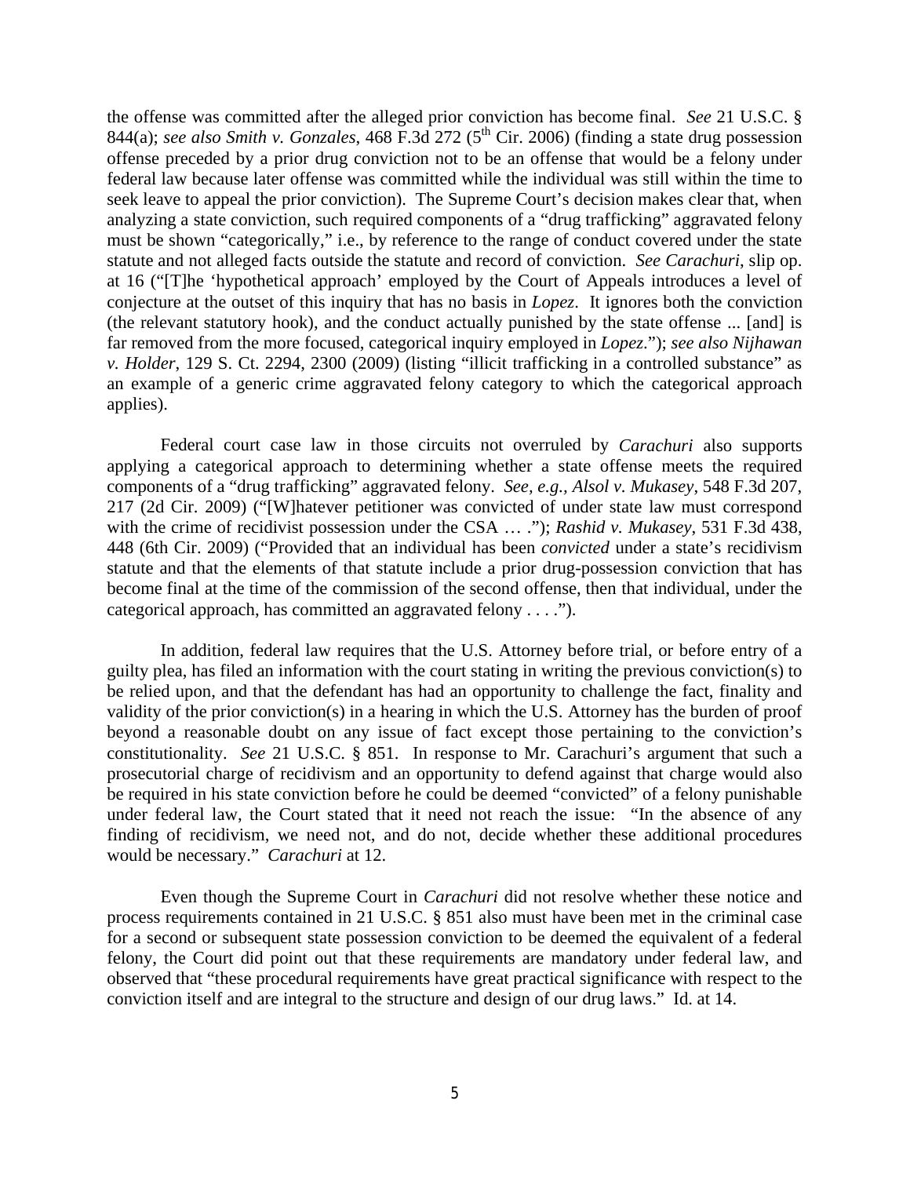the offense was committed after the alleged prior conviction has become final. *See* 21 U.S.C. § 844(a); *see also Smith v. Gonzales*, 468 F.3d 272 (5th Cir. 2006) (finding a state drug possession offense preceded by a prior drug conviction not to be an offense that would be a felony under federal law because later offense was committed while the individual was still within the time to seek leave to appeal the prior conviction). The Supreme Court's decision makes clear that, when analyzing a state conviction, such required components of a "drug trafficking" aggravated felony must be shown "categorically," i.e., by reference to the range of conduct covered under the state statute and not alleged facts outside the statute and record of conviction. *See Carachuri*, slip op. at 16 ("[T]he 'hypothetical approach' employed by the Court of Appeals introduces a level of conjecture at the outset of this inquiry that has no basis in *Lopez*. It ignores both the conviction (the relevant statutory hook), and the conduct actually punished by the state offense ... [and] is far removed from the more focused, categorical inquiry employed in *Lopez*."); *see also Nijhawan v. Holder*, 129 S. Ct. 2294, 2300 (2009) (listing "illicit trafficking in a controlled substance" as an example of a generic crime aggravated felony category to which the categorical approach applies).

Federal court case law in those circuits not overruled by *Carachuri* also supports applying a categorical approach to determining whether a state offense meets the required components of a "drug trafficking" aggravated felony. *See, e.g., Alsol v. Mukasey*, 548 F.3d 207, 217 (2d Cir. 2009) ("[W]hatever petitioner was convicted of under state law must correspond with the crime of recidivist possession under the CSA … ."); *Rashid v. Mukasey*, 531 F.3d 438, 448 (6th Cir. 2009) ("Provided that an individual has been *convicted* under a state's recidivism statute and that the elements of that statute include a prior drug-possession conviction that has become final at the time of the commission of the second offense, then that individual, under the categorical approach, has committed an aggravated felony . . . .").

In addition, federal law requires that the U.S. Attorney before trial, or before entry of a guilty plea, has filed an information with the court stating in writing the previous conviction(s) to be relied upon, and that the defendant has had an opportunity to challenge the fact, finality and validity of the prior conviction(s) in a hearing in which the U.S. Attorney has the burden of proof beyond a reasonable doubt on any issue of fact except those pertaining to the conviction's constitutionality. *See* 21 U.S.C. § 851. In response to Mr. Carachuri's argument that such a prosecutorial charge of recidivism and an opportunity to defend against that charge would also be required in his state conviction before he could be deemed "convicted" of a felony punishable under federal law, the Court stated that it need not reach the issue: "In the absence of any finding of recidivism, we need not, and do not, decide whether these additional procedures would be necessary." *Carachuri* at 12.

Even though the Supreme Court in *Carachuri* did not resolve whether these notice and process requirements contained in 21 U.S.C. § 851 also must have been met in the criminal case for a second or subsequent state possession conviction to be deemed the equivalent of a federal felony, the Court did point out that these requirements are mandatory under federal law, and observed that "these procedural requirements have great practical significance with respect to the conviction itself and are integral to the structure and design of our drug laws." Id. at 14.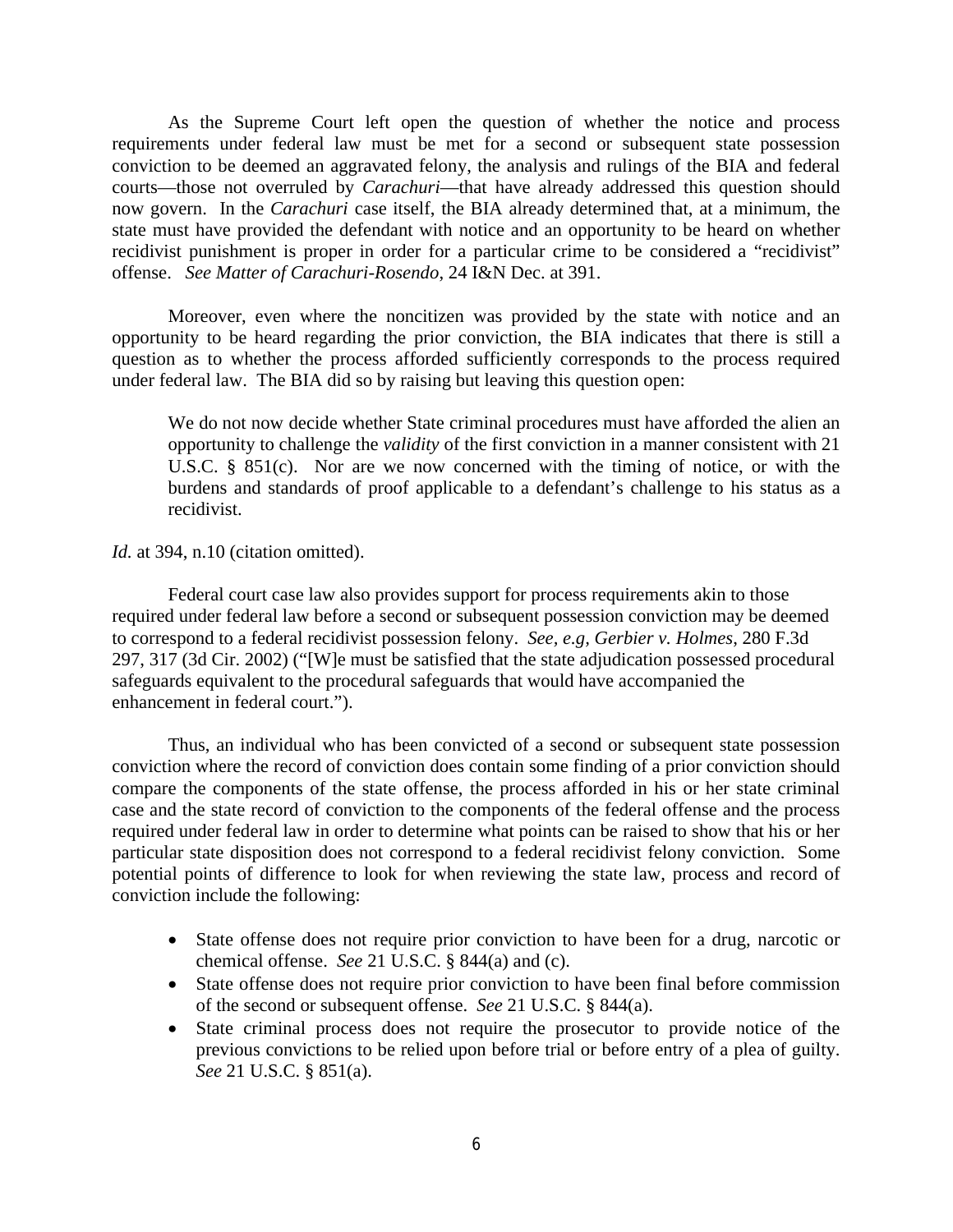As the Supreme Court left open the question of whether the notice and process requirements under federal law must be met for a second or subsequent state possession conviction to be deemed an aggravated felony, the analysis and rulings of the BIA and federal courts—those not overruled by *Carachuri*—that have already addressed this question should now govern. In the *Carachuri* case itself, the BIA already determined that, at a minimum, the state must have provided the defendant with notice and an opportunity to be heard on whether recidivist punishment is proper in order for a particular crime to be considered a "recidivist" offense. *See Matter of Carachuri-Rosendo*, 24 I&N Dec. at 391.

Moreover, even where the noncitizen was provided by the state with notice and an opportunity to be heard regarding the prior conviction, the BIA indicates that there is still a question as to whether the process afforded sufficiently corresponds to the process required under federal law. The BIA did so by raising but leaving this question open:

> We do not now decide whether State criminal procedures must have afforded the alien an opportunity to challenge the *validity* of the first conviction in a manner consistent with 21 U.S.C. § 851(c). Nor are we now concerned with the timing of notice, or with the burdens and standards of proof applicable to a defendant's challenge to his status as a recidivist.

*Id.* at 394, n.10 (citation omitted).

Federal court case law also provides support for process requirements akin to those required under federal law before a second or subsequent possession conviction may be deemed to correspond to a federal recidivist possession felony. *See, e.g, Gerbier v. Holmes*, 280 F.3d 297, 317 (3d Cir. 2002) ("[W]e must be satisfied that the state adjudication possessed procedural safeguards equivalent to the procedural safeguards that would have accompanied the enhancement in federal court.").

Thus, an individual who has been convicted of a second or subsequent state possession conviction where the record of conviction does contain some finding of a prior conviction should compare the components of the state offense, the process afforded in his or her state criminal case and the state record of conviction to the components of the federal offense and the process required under federal law in order to determine what points can be raised to show that his or her particular state disposition does not correspond to a federal recidivist felony conviction. Some potential points of difference to look for when reviewing the state law, process and record of conviction include the following:

- State offense does not require prior conviction to have been for a drug, narcotic or chemical offense. *See* 21 U.S.C. § 844(a) and (c).
- State offense does not require prior conviction to have been final before commission of the second or subsequent offense. *See* 21 U.S.C. § 844(a).
- State criminal process does not require the prosecutor to provide notice of the previous convictions to be relied upon before trial or before entry of a plea of guilty. *See* 21 U.S.C. § 851(a).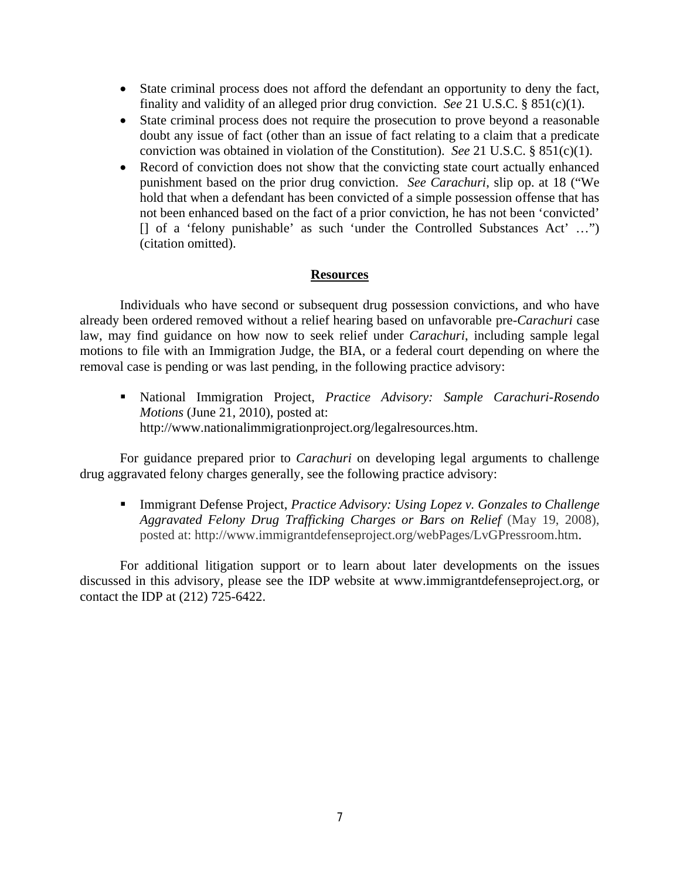- State criminal process does not afford the defendant an opportunity to deny the fact, finality and validity of an alleged prior drug conviction. *See* 21 U.S.C. § 851(c)(1).
- State criminal process does not require the prosecution to prove beyond a reasonable doubt any issue of fact (other than an issue of fact relating to a claim that a predicate conviction was obtained in violation of the Constitution). *See* 21 U.S.C. § 851(c)(1).
- Record of conviction does not show that the convicting state court actually enhanced punishment based on the prior drug conviction. *See Carachuri*, slip op. at 18 ("We hold that when a defendant has been convicted of a simple possession offense that has not been enhanced based on the fact of a prior conviction, he has not been 'convicted' [] of a 'felony punishable' as such 'under the Controlled Substances Act' …") (citation omitted).

## Resources

Individuals who have second or subsequent drug possession convictions, and who have already been ordered removed without a relief hearing based on unfavorable pre-*Carachuri* case law, may find guidance on how now to seek relief under *Carachuri*, including sample legal motions to file with an Immigration Judge, the BIA, or a federal court depending on where the removal case is pending or was last pending, in the following practice advisory:

- National Immigration Project, *Practice Advisory: Sample Carachuri-Rosendo Motions* (June 21, 2010), posted at: http://www.nationalimmigrationproject.org/legalresources.htm.

For guidance prepared prior to *Carachuri* on developing legal arguments to challenge drug aggravated felony charges generally, see the following practice advisory:

- Immigrant Defense Project, *Practice Advisory: Using Lopez v. Gonzales to Challenge Aggravated Felony Drug Trafficking Charges or Bars on Relief* (May 19, 2008), posted at: http://www.immigrantdefenseproject.org/webPages/LvGPressroom.htm.

For additional litigation support or to learn about later developments on the issues discussed in this advisory, please see the IDP website at www.immigrantdefenseproject.org, or contact the IDP at (212) 725-6422.